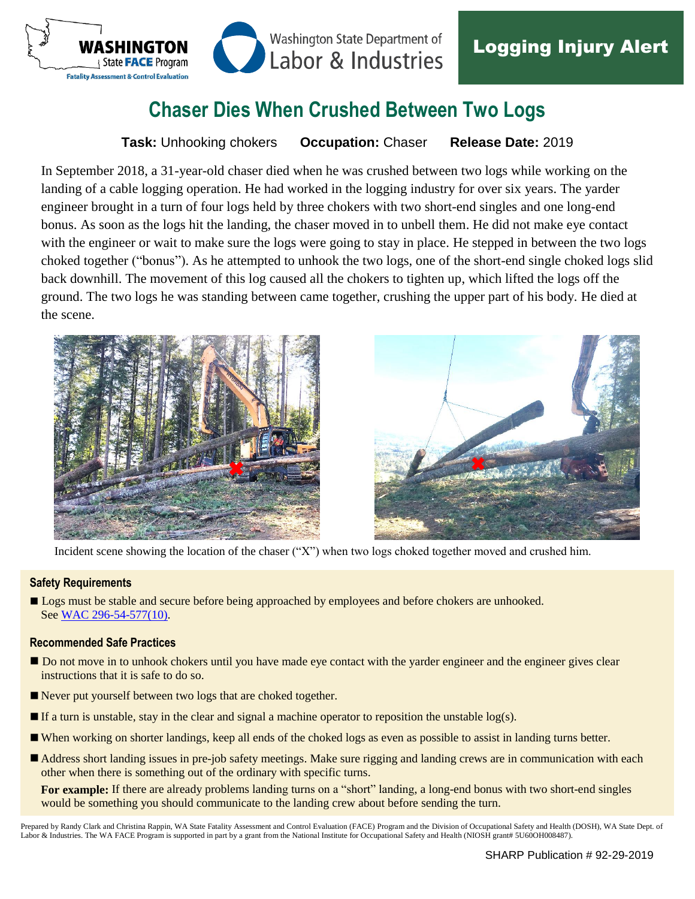WASHINGTON State FACE Program
Fatality Assessment & Control Evaluation

Washington State Department of Labor & Industries

**Logging Injury Alert**

# Chaser Dies When Crushed Between Two Logs

**Task:** Unhooking chokers **Occupation:** Chaser **Release Date:** 2019

In September 2018, a 31-year-old chaser died when he was crushed between two logs while working on the landing of a cable logging operation. He had worked in the logging industry for over six years. The yarder engineer brought in a turn of four logs held by three chokers with two short-end singles and one long-end bonus. As soon as the logs hit the landing, the chaser moved in to unbell them. He did not make eye contact with the engineer or wait to make sure the logs were going to stay in place. He stepped in between the two logs choked together ("bonus"). As he attempted to unhook the two logs, one of the short-end single choked logs slid back downhill. The movement of this log caused all the chokers to tighten up, which lifted the logs off the ground. The two logs he was standing between came together, crushing the upper part of his body. He died at the scene.

Incident scene showing the location of the chaser ("X") when two logs choked together moved and crushed him.

### Safety Requirements

- Logs must be stable and secure before being approached by employees and before chokers are unhooked. See [WAC 296-54-577(10)](WAC 296-54-577(10)).

### Recommended Safe Practices

- Do not move in to unhook chokers until you have made eye contact with the yarder engineer and the engineer gives clear instructions that it is safe to do so.
- Never put yourself between two logs that are choked together.
- If a turn is unstable, stay in the clear and signal a machine operator to reposition the unstable log(s).
- When working on shorter landings, keep all ends of the choked logs as even as possible to assist in landing turns better.
- Address short landing issues in pre-job safety meetings. Make sure rigging and landing crews are in communication with each other when there is something out of the ordinary with specific turns.

  **For example:** If there are already problems landing turns on a "short" landing, a long-end bonus with two short-end singles would be something you should communicate to the landing crew about before sending the turn.

Prepared by Randy Clark and Christina Rappin, WA State Fatality Assessment and Control Evaluation (FACE) Program and the Division of Occupational Safety and Health (DOSH), WA State Dept. of Labor & Industries. The WA FACE Program is supported in part by a grant from the National Institute for Occupational Safety and Health (NIOSH grant# 5U60OH008487).

SHARP Publication # 92-29-2019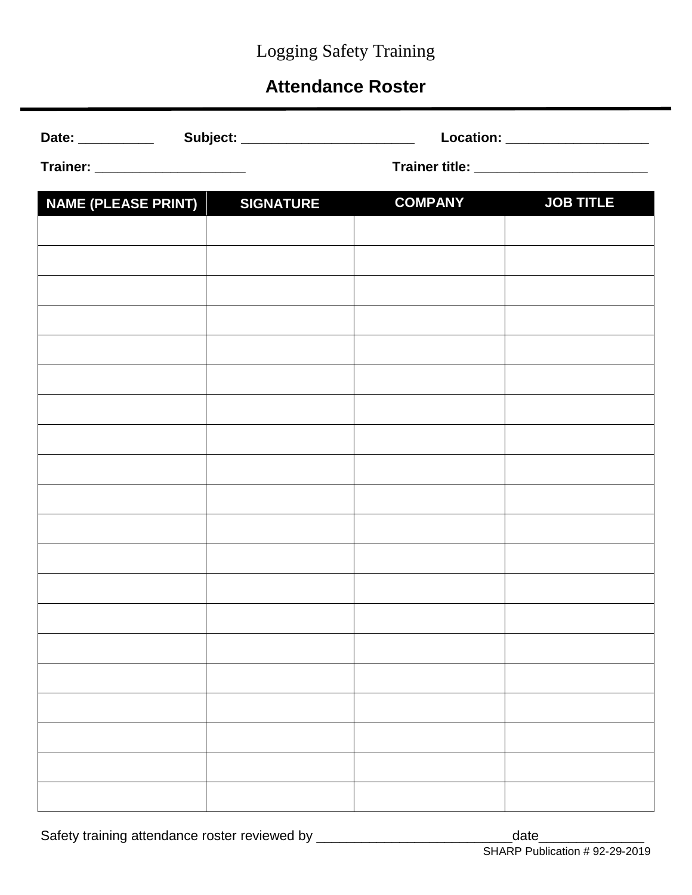Logging Safety Training

# Attendance Roster

**Date:** __________ **Subject:** ________________________ **Location:** ___________________

**Trainer:** ____________________ **Trainer title:** _______________________

| NAME (PLEASE PRINT) | SIGNATURE | COMPANY | JOB TITLE |
|---|---|---|---|
| | | | |
| | | | |
| | | | |
| | | | |
| | | | |
| | | | |
| | | | |
| | | | |
| | | | |
| | | | |
| | | | |
| | | | |
| | | | |
| | | | |
| | | | |
| | | | |
| | | | |
| | | | |
| | | | |
| | | | |

Safety training attendance roster reviewed by __________________________date______________

SHARP Publication # 92-29-2019